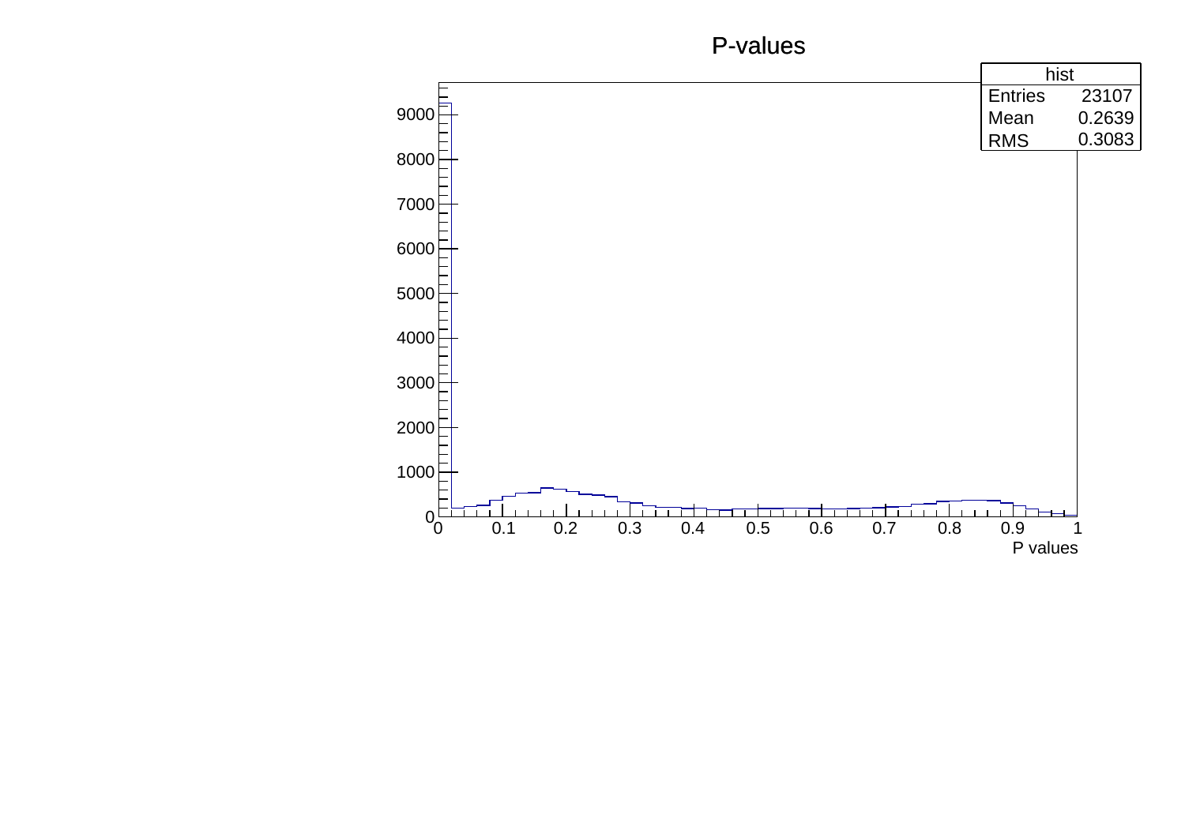# P-values

| hist | |
|---|---|
| Entries | 23107 |
| Mean | 0.2639 |
| RMS | 0.3083 |

P values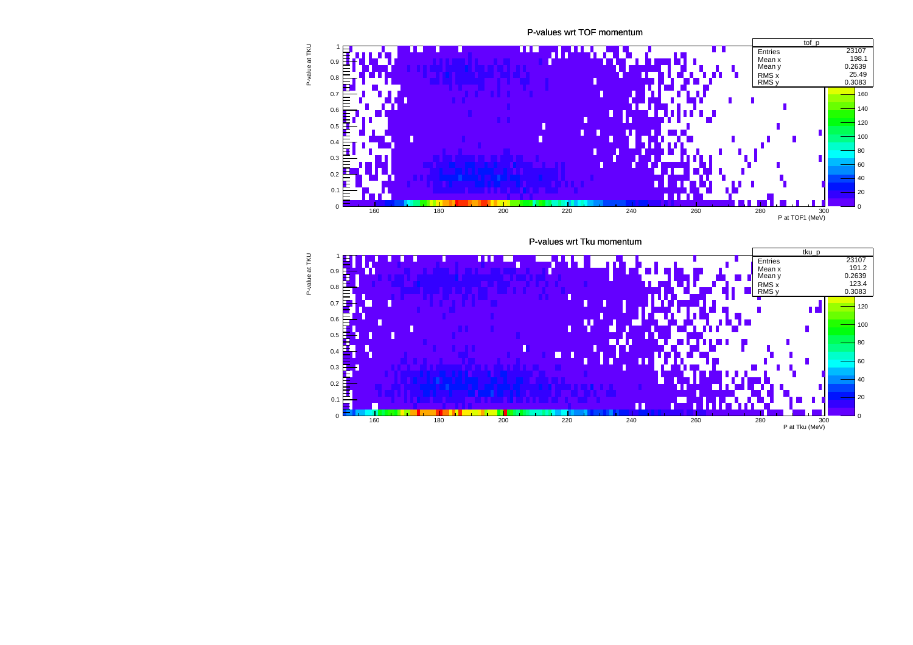## P-values wrt TOF momentum

| tof_p | |
|---|---|
| Entries | 23107 |
| Mean x | 198.1 |
| Mean y | 0.2639 |
| RMS x | 25.49 |
| RMS y | 0.3083 |

Y axis: P-value at TKU

X axis: P at TOF1 (MeV)

## P-values wrt Tku momentum

| tku_p | |
|---|---|
| Entries | 23107 |
| Mean x | 191.2 |
| Mean y | 0.2639 |
| RMS x | 123.4 |
| RMS y | 0.3083 |

Y axis: P-value at TKU

X axis: P at Tku (MeV)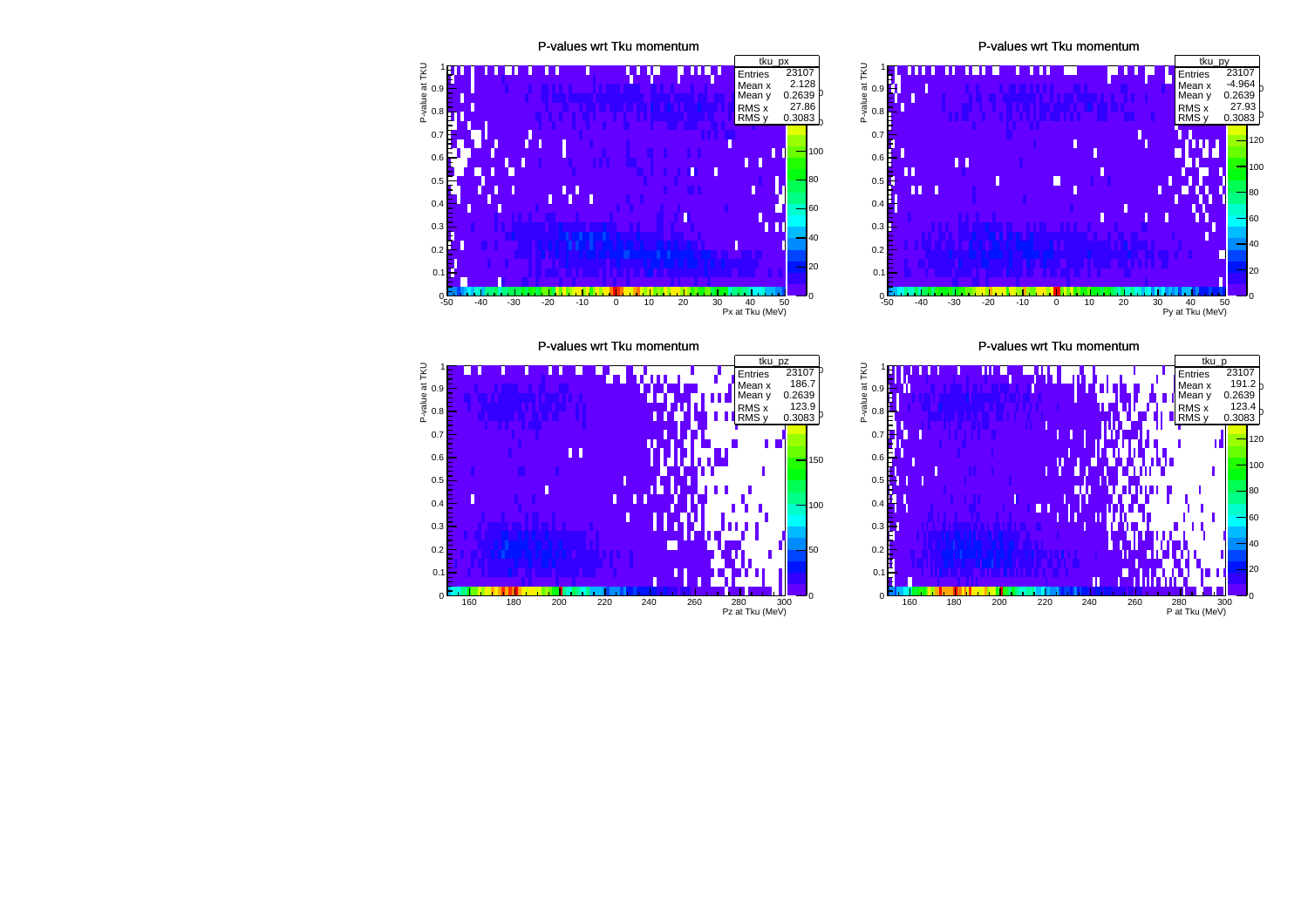## P-values wrt Tku momentum

| tku_px | |
|---|---|
| Entries | 23107 |
| Mean x | 2.128 |
| Mean y | 0.2639 |
| RMS x | 27.86 |
| RMS y | 0.3083 |

P-value at TKU vs. Px at Tku (MeV)

## P-values wrt Tku momentum

| tku_py | |
|---|---|
| Entries | 23107 |
| Mean x | -4.964 |
| Mean y | 0.2639 |
| RMS x | 27.93 |
| RMS y | 0.3083 |

P-value at TKU vs. Py at Tku (MeV)

## P-values wrt Tku momentum

| tku_pz | |
|---|---|
| Entries | 23107 |
| Mean x | 186.7 |
| Mean y | 0.2639 |
| RMS x | 123.9 |
| RMS y | 0.3083 |

P-value at TKU vs. Pz at Tku (MeV)

## P-values wrt Tku momentum

| tku_p | |
|---|---|
| Entries | 23107 |
| Mean x | 191.2 |
| Mean y | 0.2639 |
| RMS x | 123.4 |
| RMS y | 0.3083 |

P-value at TKU vs. P at Tku (MeV)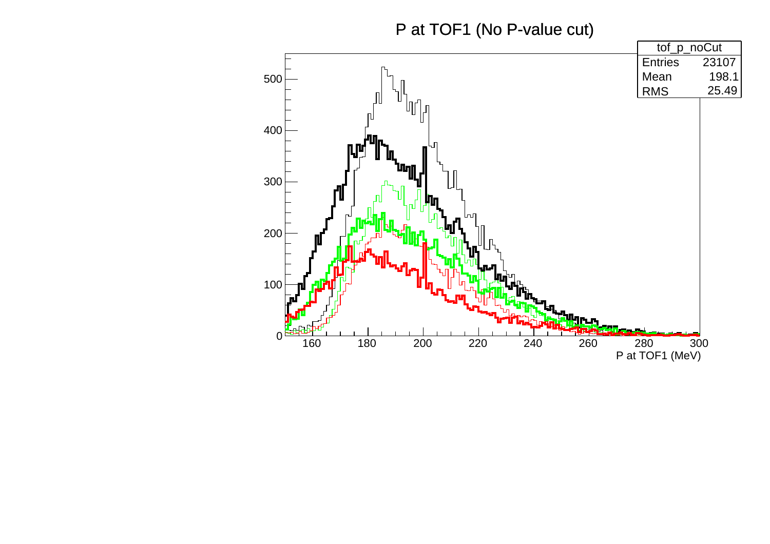P at TOF1 (No P-value cut)

| tof_p_noCut | |
|---|---|
| Entries | 23107 |
| Mean | 198.1 |
| RMS | 25.49 |

P at TOF1 (MeV)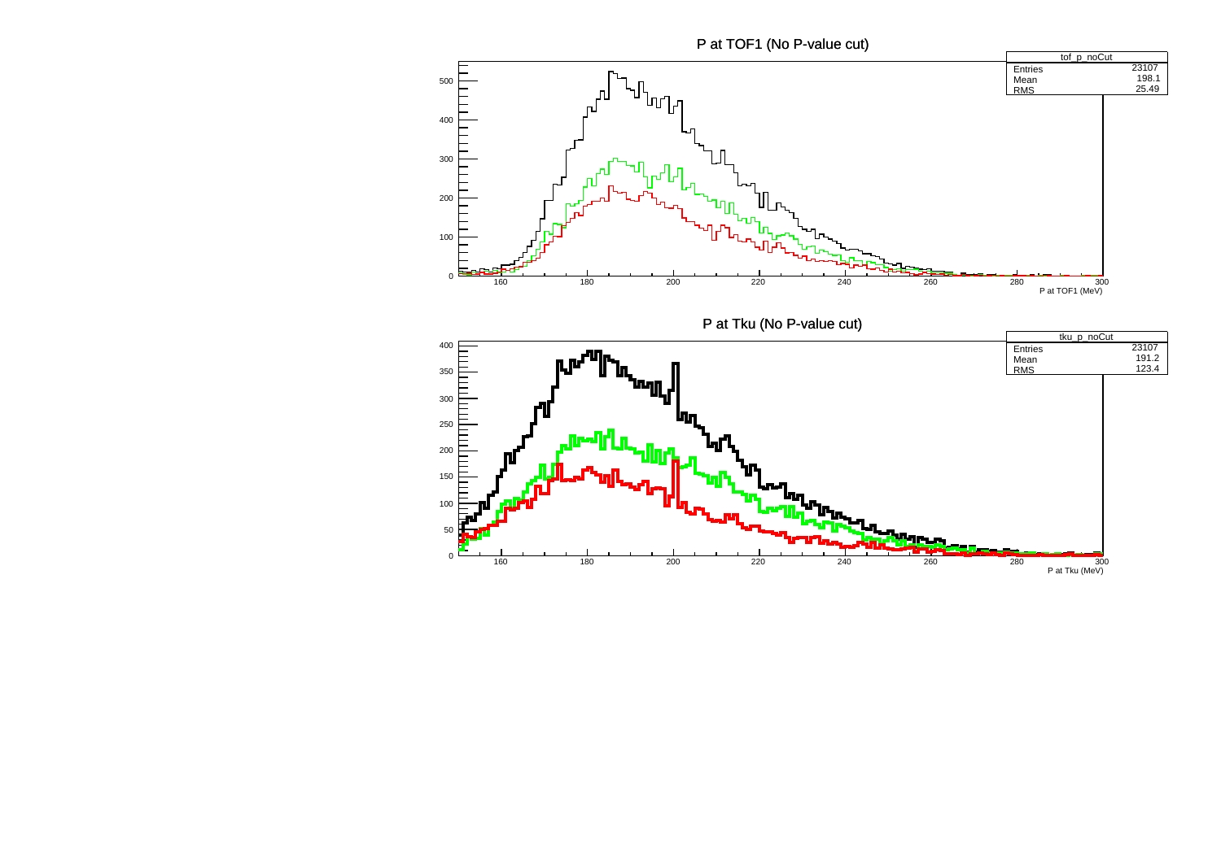## P at TOF1 (No P-value cut)

| tof_p_noCut | |
|---|---|
| Entries | 23107 |
| Mean | 198.1 |
| RMS | 25.49 |

P at TOF1 (MeV)

## P at Tku (No P-value cut)

| tku_p_noCut | |
|---|---|
| Entries | 23107 |
| Mean | 191.2 |
| RMS | 123.4 |

P at Tku (MeV)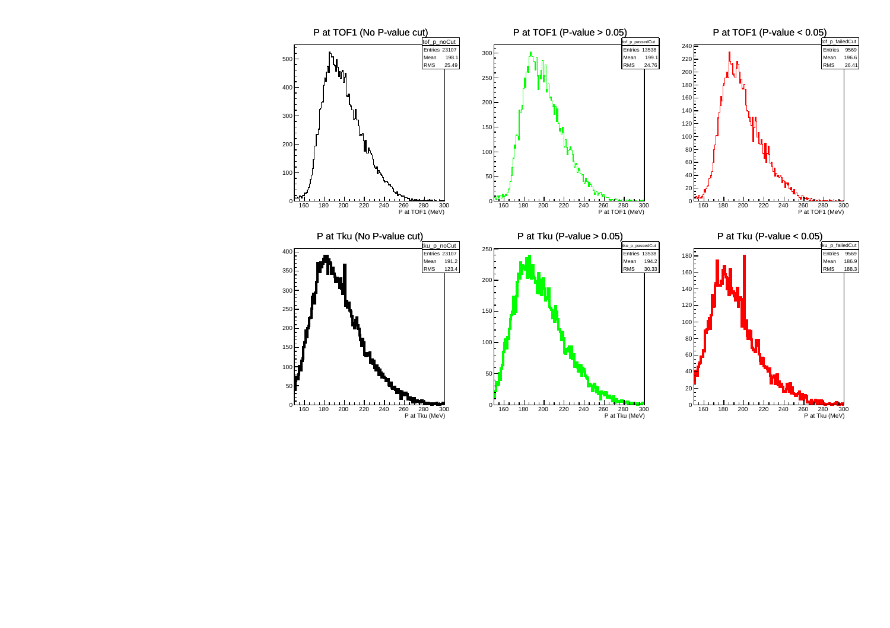**P at TOF1 (No P-value cut)**

| tof_p_noCut | |
|---|---|
| Entries | 23107 |
| Mean | 198.1 |
| RMS | 25.49 |

P at TOF1 (MeV)

**P at TOF1 (P-value > 0.05)**

| tof_p_passedCut | |
|---|---|
| Entries | 13538 |
| Mean | 199.1 |
| RMS | 24.76 |

P at TOF1 (MeV)

**P at TOF1 (P-value < 0.05)**

| tof_p_failedCut | |
|---|---|
| Entries | 9569 |
| Mean | 196.6 |
| RMS | 26.41 |

P at TOF1 (MeV)

**P at Tku (No P-value cut)**

| tku_p_noCut | |
|---|---|
| Entries | 23107 |
| Mean | 191.2 |
| RMS | 123.4 |

P at Tku (MeV)

**P at Tku (P-value > 0.05)**

| tku_p_passedCut | |
|---|---|
| Entries | 13538 |
| Mean | 194.2 |
| RMS | 30.33 |

P at Tku (MeV)

**P at Tku (P-value < 0.05)**

| tku_p_failedCut | |
|---|---|
| Entries | 9569 |
| Mean | 186.9 |
| RMS | 188.3 |

P at Tku (MeV)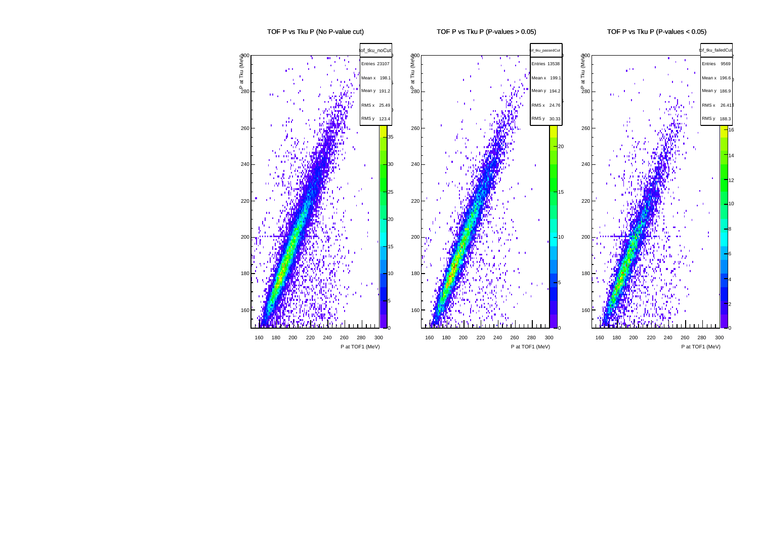TOF P vs Tku P (No P-value cut)

tof_tku_noCut
Entries 23107
Mean x 198.1
Mean y 191.2
RMS x 25.49
RMS y 123.4

P at Tku (MeV)

P at TOF1 (MeV)

TOF P vs Tku P (P-values > 0.05)

tof_tku_passedCut
Entries 13538
Mean x 199.1
Mean y 194.2
RMS x 24.76
RMS y 30.33

P at Tku (MeV)

P at TOF1 (MeV)

TOF P vs Tku P (P-values < 0.05)

tof_tku_failedCut
Entries 9569
Mean x 196.6
Mean y 186.9
RMS x 26.41
RMS y 188.3

P at Tku (MeV)

P at TOF1 (MeV)